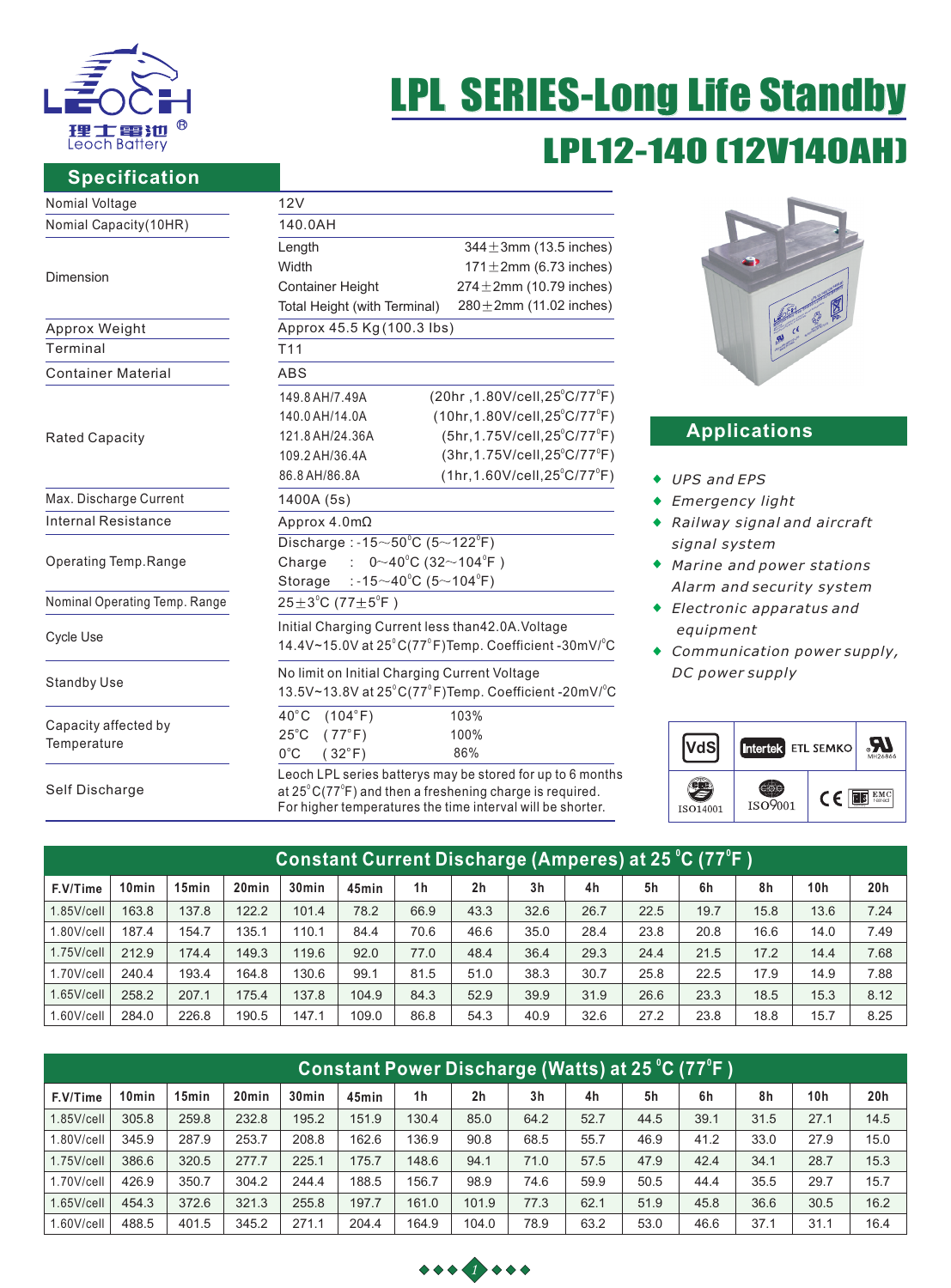理士電池 Leoch Battery

# LPL SERIES-Long Life Standby

## LPL12-140 (12V140AH)

## Specification

| | |
|---|---|
| Nomial Voltage | 12V |
| Nomial Capacity(10HR) | 140.0AH |
| Dimension | Length 344±3mm (13.5 inches)<br>Width 171±2mm (6.73 inches)<br>Container Height 274±2mm (10.79 inches)<br>Total Height (with Terminal) 280±2mm (11.02 inches) |
| Approx Weight | Approx 45.5 Kg (100.3 lbs) |
| Terminal | T11 |
| Container Material | ABS |
| Rated Capacity | 149.8 AH/7.49A (20hr ,1.80V/cell,25°C/77°F)<br>140.0 AH/14.0A (10hr,1.80V/cell,25°C/77°F)<br>121.8 AH/24.36A (5hr,1.75V/cell,25°C/77°F)<br>109.2 AH/36.4A (3hr,1.75V/cell,25°C/77°F)<br>86.8 AH/86.8A (1hr,1.60V/cell,25°C/77°F) |
| Max. Discharge Current | 1400A (5s) |
| Internal Resistance | Approx 4.0mΩ |
| Operating Temp.Range | Discharge : -15~50°C (5~122°F)<br>Charge : 0~40°C (32~104°F )<br>Storage : -15~40°C (5~104°F) |
| Nominal Operating Temp. Range | 25±3°C (77±5°F ) |
| Cycle Use | Initial Charging Current less than42.0A.Voltage 14.4V~15.0V at 25°C(77°F)Temp. Coefficient -30mV/°C |
| Standby Use | No limit on Initial Charging Current Voltage 13.5V~13.8V at 25°C(77°F)Temp. Coefficient -20mV/°C |
| Capacity affected by Temperature | 40°C (104°F) 103%<br>25°C ( 77°F) 100%<br>0°C ( 32°F) 86% |
| Self Discharge | Leoch LPL series batterys may be stored for up to 6 months at 25°C(77°F) and then a freshening charge is required. For higher temperatures the time interval will be shorter. |

## Applications

- *UPS and EPS*
- *Emergency light*
- *Railway signal and aircraft signal system*
- *Marine and power stations Alarm and security system*
- *Electronic apparatus and equipment*
- *Communication power supply, DC power supply*

VdS | Intertek ETL SEMKO | UL MH26866 | ISO14001 | ISO9001 | CE | EMC

## Constant Current Discharge (Amperes) at 25 °C (77°F )

| F.V/Time | 10min | 15min | 20min | 30min | 45min | 1h | 2h | 3h | 4h | 5h | 6h | 8h | 10h | 20h |
|---|---|---|---|---|---|---|---|---|---|---|---|---|---|---|
| 1.85V/cell | 163.8 | 137.8 | 122.2 | 101.4 | 78.2 | 66.9 | 43.3 | 32.6 | 26.7 | 22.5 | 19.7 | 15.8 | 13.6 | 7.24 |
| 1.80V/cell | 187.4 | 154.7 | 135.1 | 110.1 | 84.4 | 70.6 | 46.6 | 35.0 | 28.4 | 23.8 | 20.8 | 16.6 | 14.0 | 7.49 |
| 1.75V/cell | 212.9 | 174.4 | 149.3 | 119.6 | 92.0 | 77.0 | 48.4 | 36.4 | 29.3 | 24.4 | 21.5 | 17.2 | 14.4 | 7.68 |
| 1.70V/cell | 240.4 | 193.4 | 164.8 | 130.6 | 99.1 | 81.5 | 51.0 | 38.3 | 30.7 | 25.8 | 22.5 | 17.9 | 14.9 | 7.88 |
| 1.65V/cell | 258.2 | 207.1 | 175.4 | 137.8 | 104.9 | 84.3 | 52.9 | 39.9 | 31.9 | 26.6 | 23.3 | 18.5 | 15.3 | 8.12 |
| 1.60V/cell | 284.0 | 226.8 | 190.5 | 147.1 | 109.0 | 86.8 | 54.3 | 40.9 | 32.6 | 27.2 | 23.8 | 18.8 | 15.7 | 8.25 |

## Constant Power Discharge (Watts) at 25 °C (77°F )

| F.V/Time | 10min | 15min | 20min | 30min | 45min | 1h | 2h | 3h | 4h | 5h | 6h | 8h | 10h | 20h |
|---|---|---|---|---|---|---|---|---|---|---|---|---|---|---|
| 1.85V/cell | 305.8 | 259.8 | 232.8 | 195.2 | 151.9 | 130.4 | 85.0 | 64.2 | 52.7 | 44.5 | 39.1 | 31.5 | 27.1 | 14.5 |
| 1.80V/cell | 345.9 | 287.9 | 253.7 | 208.8 | 162.6 | 136.9 | 90.8 | 68.5 | 55.7 | 46.9 | 41.2 | 33.0 | 27.9 | 15.0 |
| 1.75V/cell | 386.6 | 320.5 | 277.7 | 225.1 | 175.7 | 148.6 | 94.1 | 71.0 | 57.5 | 47.9 | 42.4 | 34.1 | 28.7 | 15.3 |
| 1.70V/cell | 426.9 | 350.7 | 304.2 | 244.4 | 188.5 | 156.7 | 98.9 | 74.6 | 59.9 | 50.5 | 44.4 | 35.5 | 29.7 | 15.7 |
| 1.65V/cell | 454.3 | 372.6 | 321.3 | 255.8 | 197.7 | 161.0 | 101.9 | 77.3 | 62.1 | 51.9 | 45.8 | 36.6 | 30.5 | 16.2 |
| 1.60V/cell | 488.5 | 401.5 | 345.2 | 271.1 | 204.4 | 164.9 | 104.0 | 78.9 | 63.2 | 53.0 | 46.6 | 37.1 | 31.1 | 16.4 |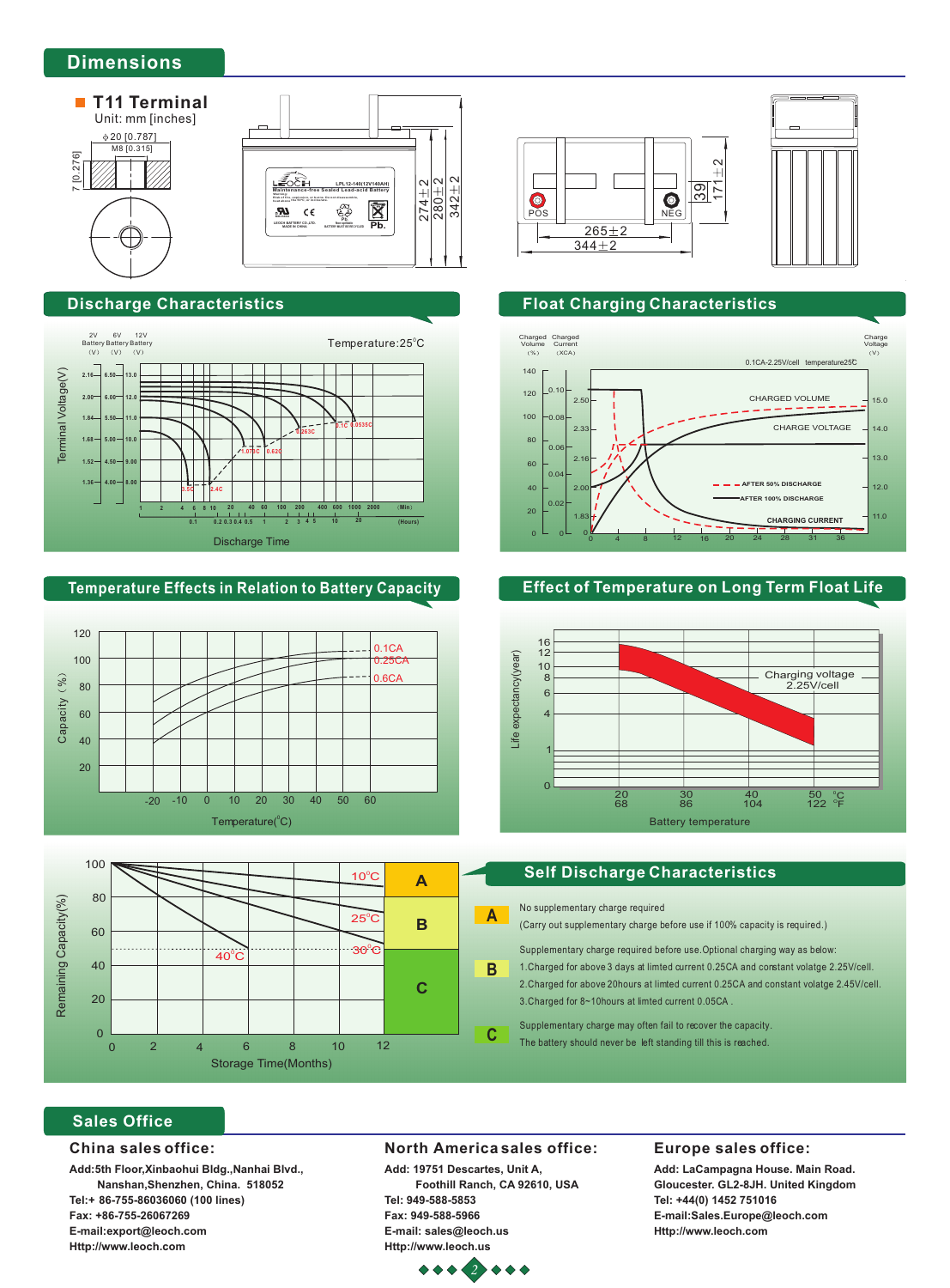## Dimensions

**T11 Terminal**

Unit: mm [inches]

ϕ20 [0.787]

M8 [0.315]

7 [0.276]

274±2

280±2

342±2

POS

NEG

39

171±2

265±2

344±2

## Discharge Characteristics

2V Battery (V) 6V Battery (V) 12V Battery (V)

Temperature:25°C

Terminal Voltage(V)

2.16 6.50 13.0

2.00 6.00 12.0

1.84 5.50 11.0

1.68 5.00 10.0

1.52 4.50 9.00

1.36 4.00 8.00

3.5C 2.4C 1.075C 0.62C 0.263C 0.1C 0.0535C

1 2 4 6 8 10 20 40 60 100 200 400 600 1000 2000 (Min)

0.1 0.2 0.3 0.4 0.5 1 2 3 4 5 10 20 (Hours)

Discharge Time

## Float Charging Characteristics

Charged Volume (%) Charged Current (XCA) Charge Voltage (V)

0.1CA-2.25V/cell temperature25C

CHARGED VOLUME

CHARGE VOLTAGE

AFTER 50% DISCHARGE

AFTER 100% DISCHARGE

CHARGING CURRENT

140 120 100 80 60 40 20 0

0.10 0.08 0.06 0.04 0.02 0

2.50 2.33 2.16 2.00 1.83

15.0 14.0 13.0 12.0 11.0

0 4 8 12 16 20 24 28 31 36

## Temperature Effects in Relation to Battery Capacity

Capacity (%)

120 100 80 60 40 20

0.1CA

0.25CA

0.6CA

-20 -10 0 10 20 30 40 50 60

Temperature(°C)

## Effect of Temperature on Long Term Float Life

Life expectancy(year)

16 12 10 8 6 4 1 0

Charging voltage 2.25V/cell

20 30 40 50 °C

68 86 104 122 °F

Battery temperature

Remaining Capacity(%)

100 80 60 40 20 0

10°C

25°C

30°C

40°C

A B C

0 2 4 6 8 10 12

Storage Time(Months)

## Self Discharge Characteristics

**A** No supplementary charge required

(Carry out supplementary charge before use if 100% capacity is required.)

**B** Supplementary charge required before use.Optional charging way as below:

1.Charged for above 3 days at limted current 0.25CA and constant volatge 2.25V/cell.

2.Charged for above 20hours at limted current 0.25CA and constant volatge 2.45V/cell.

3.Charged for 8~10hours at limted current 0.05CA .

**C** Supplementary charge may often fail to recover the capacity.

The battery should never be left standing till this is reached.

## Sales Office

### China sales office:

**Add:5th Floor,Xinbaohui Bldg.,Nanhai Blvd., Nanshan,Shenzhen, China. 518052**

**Tel:+ 86-755-86036060 (100 lines)**

**Fax: +86-755-26067269**

**E-mail:export@leoch.com**

**Http://www.leoch.com**

### North America sales office:

**Add: 19751 Descartes, Unit A, Foothill Ranch, CA 92610, USA**

**Tel: 949-588-5853**

**Fax: 949-588-5966**

**E-mail: sales@leoch.us**

**Http://www.leoch.us**

### Europe sales office:

**Add: LaCampagna House. Main Road. Gloucester. GL2-8JH. United Kingdom**

**Tel: +44(0) 1452 751016**

**E-mail:Sales.Europe@leoch.com**

**Http://www.leoch.com**